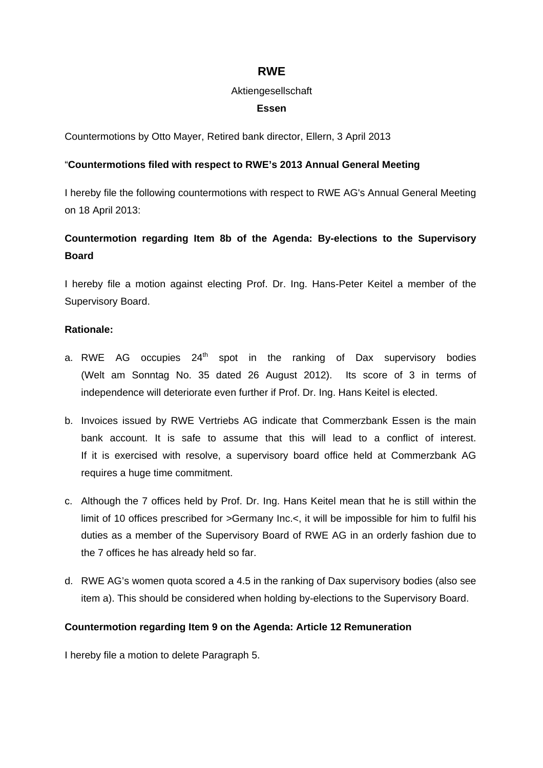# RWE

Aktiengesellschaft

**Essen**

Countermotions by Otto Mayer, Retired bank director, Ellern, 3 April 2013

"**Countermotions filed with respect to RWE's 2013 Annual General Meeting**

I hereby file the following countermotions with respect to RWE AG's Annual General Meeting on 18 April 2013:

**Countermotion regarding Item 8b of the Agenda: By-elections to the Supervisory Board**

I hereby file a motion against electing Prof. Dr. Ing. Hans-Peter Keitel a member of the Supervisory Board.

**Rationale:**

a. RWE AG occupies 24th spot in the ranking of Dax supervisory bodies (Welt am Sonntag No. 35 dated 26 August 2012). Its score of 3 in terms of independence will deteriorate even further if Prof. Dr. Ing. Hans Keitel is elected.

b. Invoices issued by RWE Vertriebs AG indicate that Commerzbank Essen is the main bank account. It is safe to assume that this will lead to a conflict of interest. If it is exercised with resolve, a supervisory board office held at Commerzbank AG requires a huge time commitment.

c. Although the 7 offices held by Prof. Dr. Ing. Hans Keitel mean that he is still within the limit of 10 offices prescribed for >Germany Inc.<, it will be impossible for him to fulfil his duties as a member of the Supervisory Board of RWE AG in an orderly fashion due to the 7 offices he has already held so far.

d. RWE AG's women quota scored a 4.5 in the ranking of Dax supervisory bodies (also see item a). This should be considered when holding by-elections to the Supervisory Board.

**Countermotion regarding Item 9 on the Agenda: Article 12 Remuneration**

I hereby file a motion to delete Paragraph 5.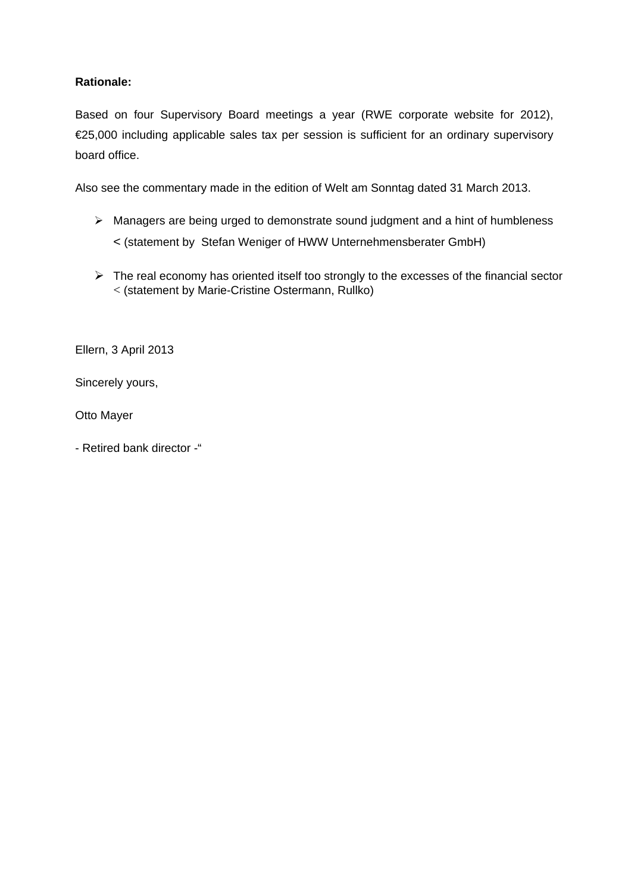**Rationale:**

Based on four Supervisory Board meetings a year (RWE corporate website for 2012), €25,000 including applicable sales tax per session is sufficient for an ordinary supervisory board office.

Also see the commentary made in the edition of Welt am Sonntag dated 31 March 2013.

- Managers are being urged to demonstrate sound judgment and a hint of humbleness < (statement by Stefan Weniger of HWW Unternehmensberater GmbH)
- The real economy has oriented itself too strongly to the excesses of the financial sector < (statement by Marie-Cristine Ostermann, Rullko)

Ellern, 3 April 2013

Sincerely yours,

Otto Mayer

- Retired bank director -“